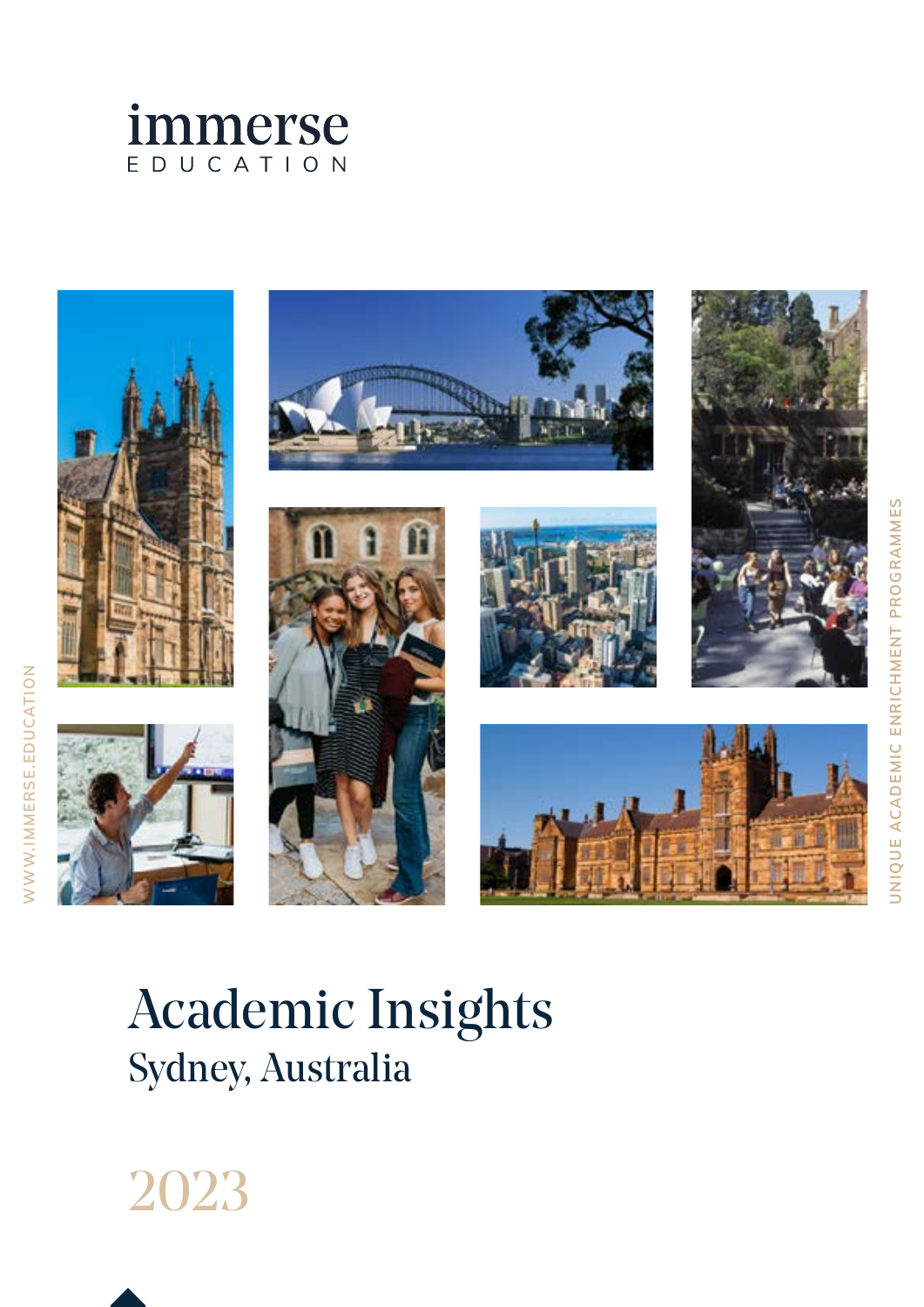immerse
EDUCATION

WWW.IMMERSE.EDUCATION

UNIQUE ACADEMIC ENRICHMENT PROGRAMMES

# Academic Insights

## Sydney, Australia

2023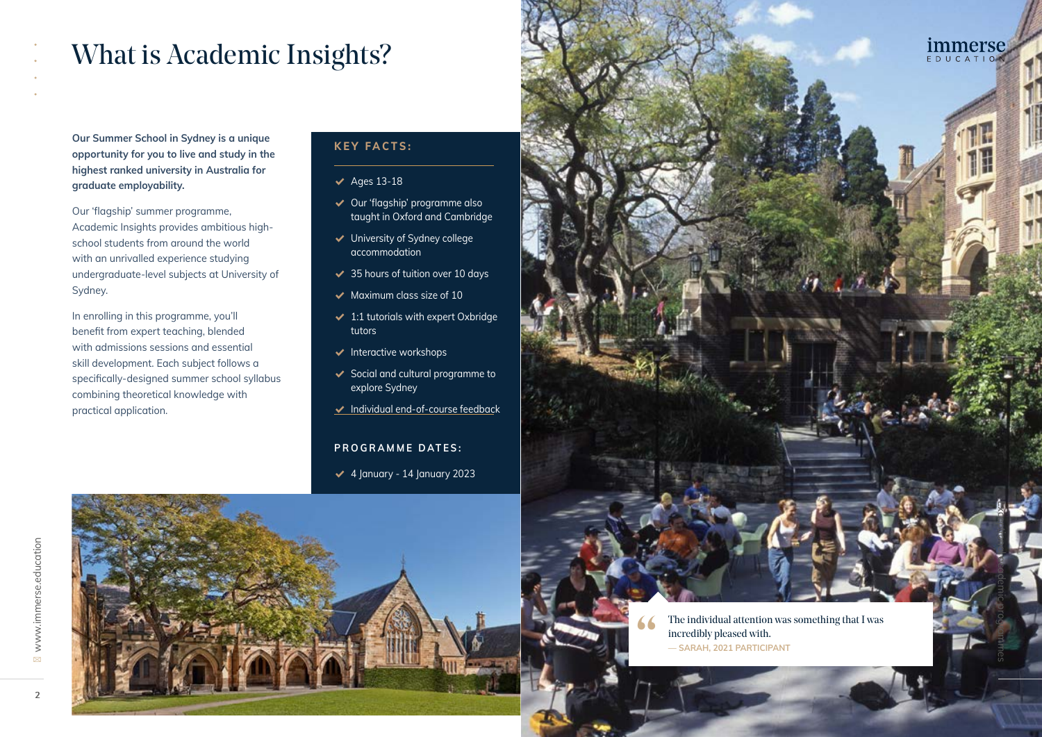# What is Academic Insights?

**Our Summer School in Sydney is a unique opportunity for you to live and study in the highest ranked university in Australia for graduate employability.**

Our 'flagship' summer programme, Academic Insights provides ambitious high-school students from around the world with an unrivalled experience studying undergraduate-level subjects at University of Sydney.

In enrolling in this programme, you'll benefit from expert teaching, blended with admissions sessions and essential skill development. Each subject follows a specifically-designed summer school syllabus combining theoretical knowledge with practical application.

## KEY FACTS:

- Ages 13-18
- Our 'flagship' programme also taught in Oxford and Cambridge
- University of Sydney college accommodation
- 35 hours of tuition over 10 days
- Maximum class size of 10
- 1:1 tutorials with expert Oxbridge tutors
- Interactive workshops
- Social and cultural programme to explore Sydney
- Individual end-of-course feedback

## PROGRAMME DATES:

- 4 January - 14 January 2023

> "The individual attention was something that I was incredibly pleased with.
> — SARAH, 2021 PARTICIPANT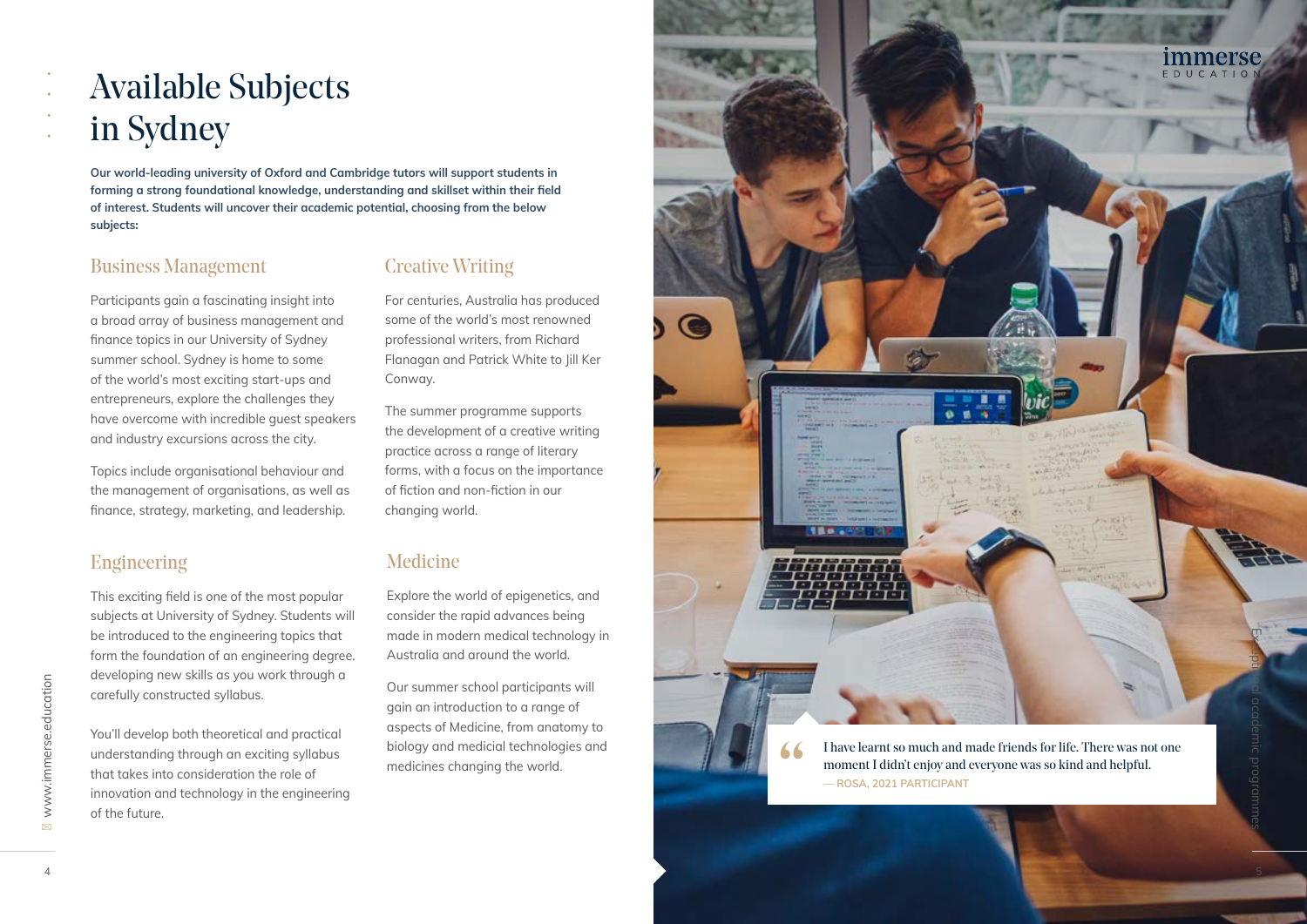# Available Subjects in Sydney

**Our world-leading university of Oxford and Cambridge tutors will support students in forming a strong foundational knowledge, understanding and skillset within their field of interest. Students will uncover their academic potential, choosing from the below subjects:**

## Business Management

Participants gain a fascinating insight into a broad array of business management and finance topics in our University of Sydney summer school. Sydney is home to some of the world's most exciting start-ups and entrepreneurs, explore the challenges they have overcome with incredible guest speakers and industry excursions across the city.

Topics include organisational behaviour and the management of organisations, as well as finance, strategy, marketing, and leadership.

## Engineering

This exciting field is one of the most popular subjects at University of Sydney. Students will be introduced to the engineering topics that form the foundation of an engineering degree. developing new skills as you work through a carefully constructed syllabus.

You'll develop both theoretical and practical understanding through an exciting syllabus that takes into consideration the role of innovation and technology in the engineering of the future.

## Creative Writing

For centuries, Australia has produced some of the world's most renowned professional writers, from Richard Flanagan and Patrick White to Jill Ker Conway.

The summer programme supports the development of a creative writing practice across a range of literary forms, with a focus on the importance of fiction and non-fiction in our changing world.

## Medicine

Explore the world of epigenetics, and consider the rapid advances being made in modern medical technology in Australia and around the world.

Our summer school participants will gain an introduction to a range of aspects of Medicine, from anatomy to biology and medicial technologies and medicines changing the world.

> "I have learnt so much and made friends for life. There was not one moment I didn't enjoy and everyone was so kind and helpful.
> — ROSA, 2021 PARTICIPANT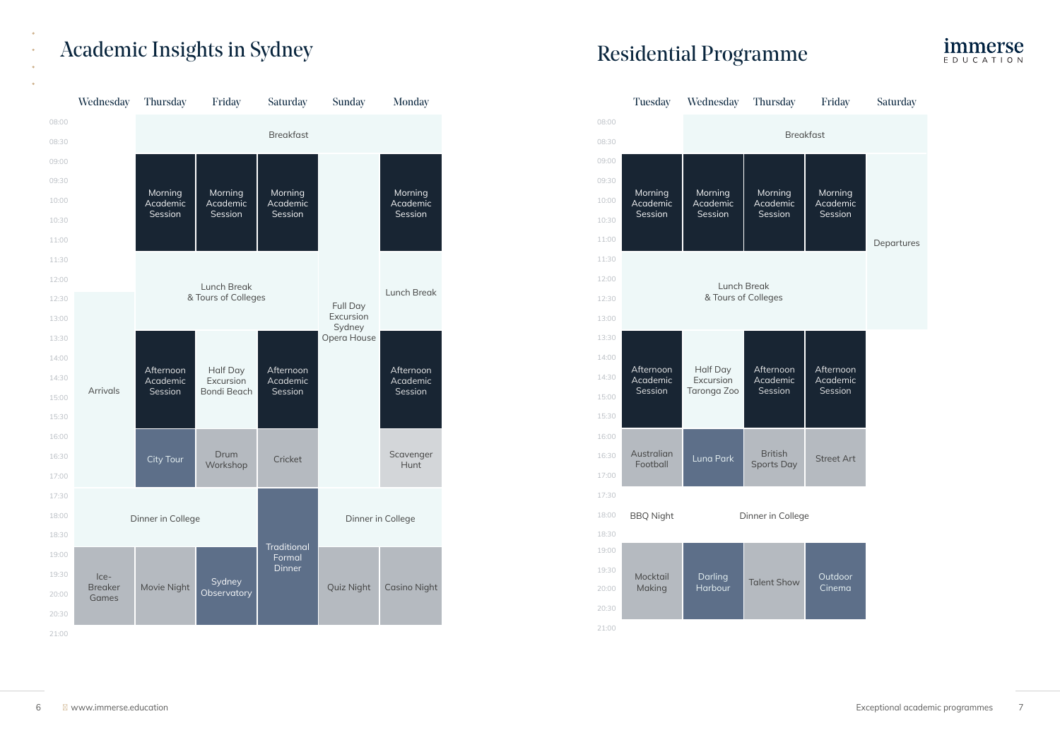# Academic Insights in Sydney

## Residential Programme

| Time | Wednesday | Thursday | Friday | Saturday | Sunday | Monday |
|---|---|---|---|---|---|---|
| 08:00–09:00 | | Breakfast | Breakfast | Breakfast | Breakfast | Breakfast |
| 09:00–11:30 | | Morning Academic Session | Morning Academic Session | Morning Academic Session | Full Day Excursion Sydney Opera House | Morning Academic Session |
| 11:30–13:30 | Arrivals (from 12:30) | Lunch Break & Tours of Colleges | Lunch Break & Tours of Colleges | Lunch Break & Tours of Colleges | Full Day Excursion Sydney Opera House | Lunch Break |
| 13:30–16:00 | Arrivals | Afternoon Academic Session | Half Day Excursion Bondi Beach | Afternoon Academic Session | Full Day Excursion Sydney Opera House | Afternoon Academic Session |
| 16:00–17:30 | Arrivals | City Tour | Drum Workshop | Cricket | Full Day Excursion Sydney Opera House | Scavenger Hunt |
| 17:30–19:00 | Dinner in College | Dinner in College | Dinner in College | Traditional Formal Dinner | Dinner in College | Dinner in College |
| 19:00–21:00 | Ice-Breaker Games | Movie Night | Sydney Observatory | Traditional Formal Dinner | Quiz Night | Casino Night |

| Time | Tuesday | Wednesday | Thursday | Friday | Saturday |
|---|---|---|---|---|---|
| 08:00–09:00 | | Breakfast | Breakfast | Breakfast | Breakfast |
| 09:00–11:30 | Morning Academic Session | Morning Academic Session | Morning Academic Session | Morning Academic Session | Departures |
| 11:30–13:30 | Lunch Break & Tours of Colleges | Lunch Break & Tours of Colleges | Lunch Break & Tours of Colleges | Lunch Break & Tours of Colleges | Departures |
| 13:30–16:00 | Afternoon Academic Session | Half Day Excursion Taronga Zoo | Afternoon Academic Session | Afternoon Academic Session | |
| 16:00–17:30 | Australian Football | Luna Park | British Sports Day | Street Art | |
| 17:30–19:00 | BBQ Night | Dinner in College | Dinner in College | Dinner in College | |
| 19:00–21:00 | Mocktail Making | Darling Harbour | Talent Show | Outdoor Cinema | |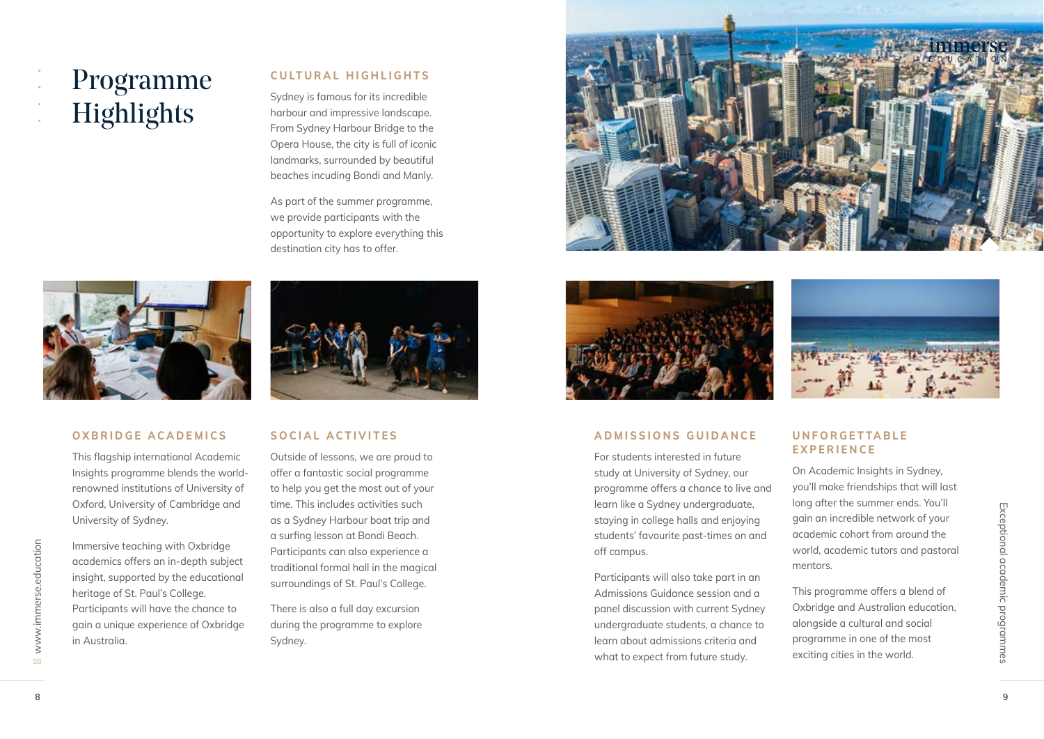# Programme Highlights

## CULTURAL HIGHLIGHTS

Sydney is famous for its incredible harbour and impressive landscape. From Sydney Harbour Bridge to the Opera House, the city is full of iconic landmarks, surrounded by beautiful beaches incuding Bondi and Manly.

As part of the summer programme, we provide participants with the opportunity to explore everything this destination city has to offer.

## OXBRIDGE ACADEMICS

This flagship international Academic Insights programme blends the world-renowned institutions of University of Oxford, University of Cambridge and University of Sydney.

Immersive teaching with Oxbridge academics offers an in-depth subject insight, supported by the educational heritage of St. Paul's College. Participants will have the chance to gain a unique experience of Oxbridge in Australia.

## SOCIAL ACTIVITES

Outside of lessons, we are proud to offer a fantastic social programme to help you get the most out of your time. This includes activities such as a Sydney Harbour boat trip and a surfing lesson at Bondi Beach. Participants can also experience a traditional formal hall in the magical surroundings of St. Paul's College.

There is also a full day excursion during the programme to explore Sydney.

## ADMISSIONS GUIDANCE

For students interested in future study at University of Sydney, our programme offers a chance to live and learn like a Sydney undergraduate, staying in college halls and enjoying students' favourite past-times on and off campus.

Participants will also take part in an Admissions Guidance session and a panel discussion with current Sydney undergraduate students, a chance to learn about admissions criteria and what to expect from future study.

## UNFORGETTABLE EXPERIENCE

On Academic Insights in Sydney, you'll make friendships that will last long after the summer ends. You'll gain an incredible network of your academic cohort from around the world, academic tutors and pastoral mentors.

This programme offers a blend of Oxbridge and Australian education, alongside a cultural and social programme in one of the most exciting cities in the world.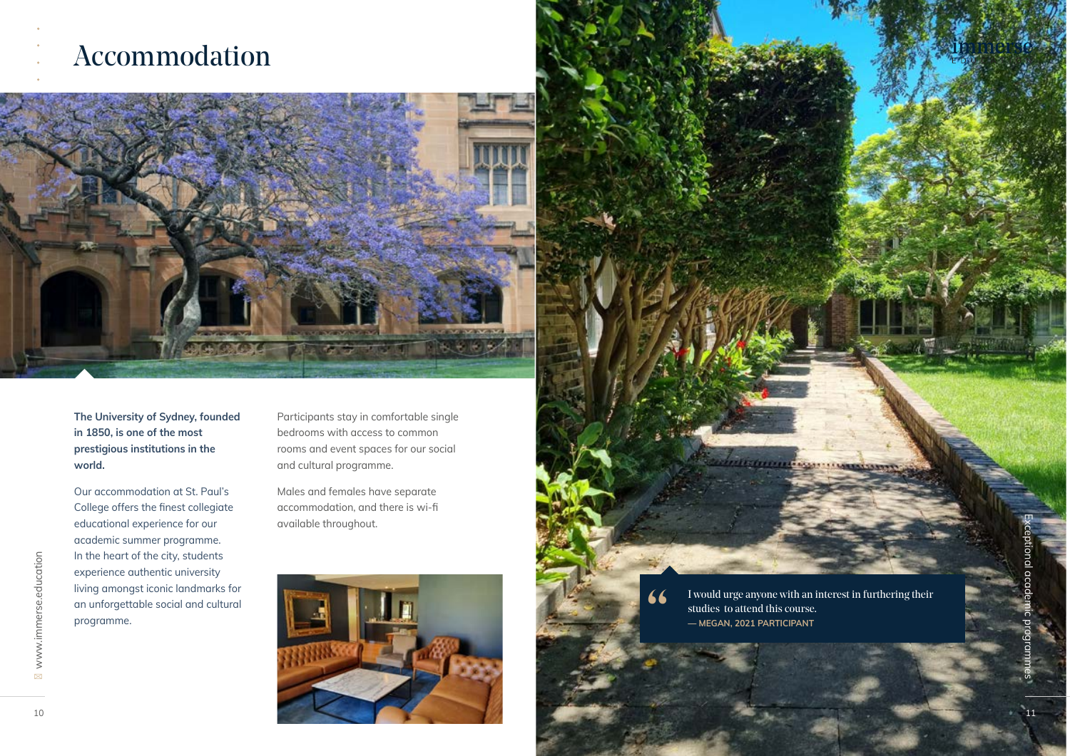# Accommodation

**The University of Sydney, founded in 1850, is one of the most prestigious institutions in the world.**

Our accommodation at St. Paul's College offers the finest collegiate educational experience for our academic summer programme. In the heart of the city, students experience authentic university living amongst iconic landmarks for an unforgettable social and cultural programme.

Participants stay in comfortable single bedrooms with access to common rooms and event spaces for our social and cultural programme.

Males and females have separate accommodation, and there is wi-fi available throughout.

> "I would urge anyone with an interest in furthering their studies to attend this course.
>
> — MEGAN, 2021 PARTICIPANT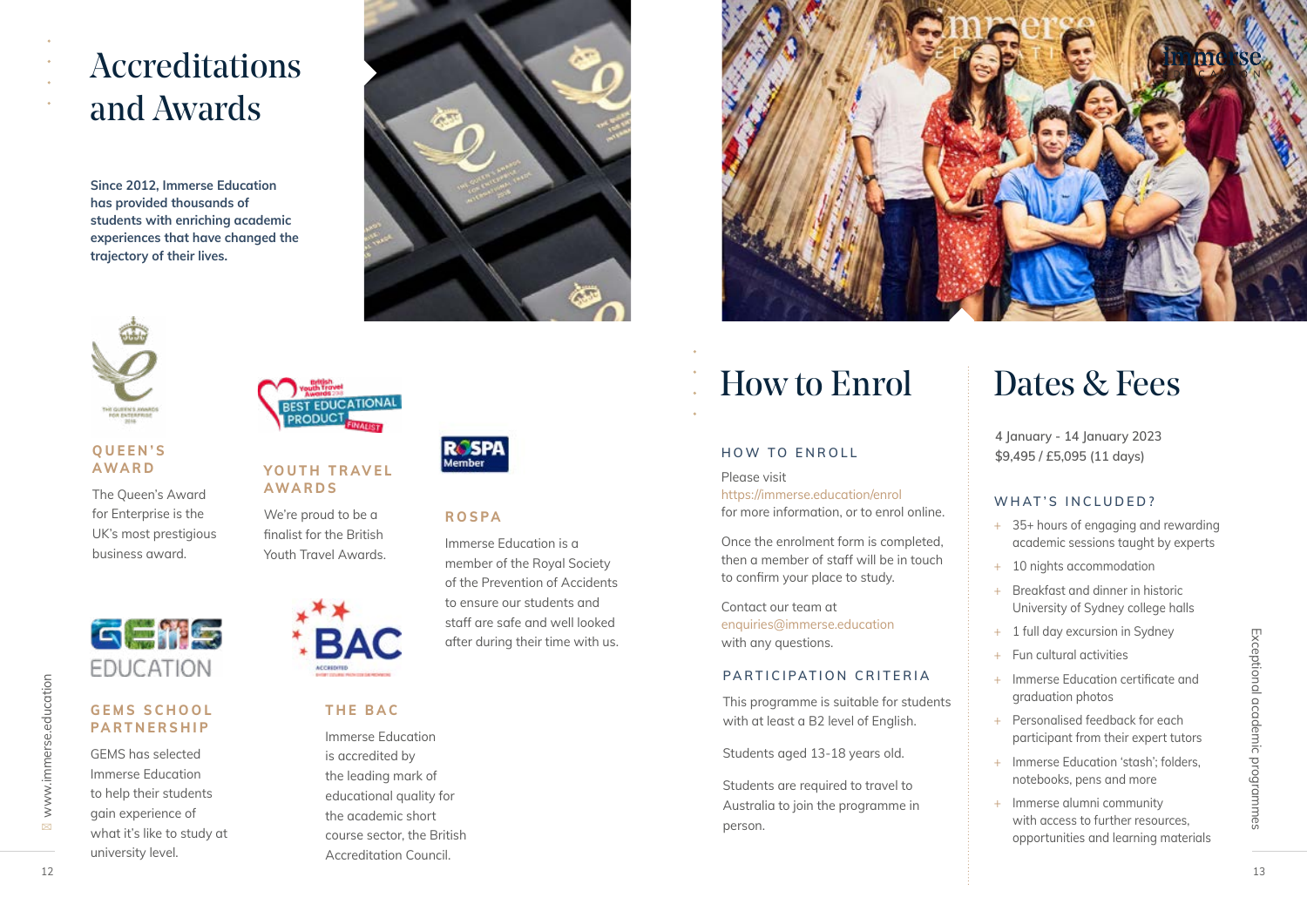# Accreditations and Awards

**Since 2012, Immerse Education has provided thousands of students with enriching academic experiences that have changed the trajectory of their lives.**

### QUEEN'S AWARD

The Queen's Award for Enterprise is the UK's most prestigious business award.

### YOUTH TRAVEL AWARDS

We're proud to be a finalist for the British Youth Travel Awards.

### ROSPA

Immerse Education is a member of the Royal Society of the Prevention of Accidents to ensure our students and staff are safe and well looked after during their time with us.

### GEMS SCHOOL PARTNERSHIP

GEMS has selected Immerse Education to help their students gain experience of what it's like to study at university level.

### THE BAC

Immerse Education is accredited by the leading mark of educational quality for the academic short course sector, the British Accreditation Council.

# How to Enrol

### HOW TO ENROLL

Please visit https://immerse.education/enrol for more information, or to enrol online.

Once the enrolment form is completed, then a member of staff will be in touch to confirm your place to study.

Contact our team at enquiries@immerse.education with any questions.

### PARTICIPATION CRITERIA

This programme is suitable for students with at least a B2 level of English.

Students aged 13-18 years old.

Students are required to travel to Australia to join the programme in person.

# Dates & Fees

4 January - 14 January 2023
$9,495 / £5,095 (11 days)

### WHAT'S INCLUDED?

+ 35+ hours of engaging and rewarding academic sessions taught by experts
+ 10 nights accommodation
+ Breakfast and dinner in historic University of Sydney college halls
+ 1 full day excursion in Sydney
+ Fun cultural activities
+ Immerse Education certificate and graduation photos
+ Personalised feedback for each participant from their expert tutors
+ Immerse Education 'stash'; folders, notebooks, pens and more
+ Immerse alumni community with access to further resources, opportunities and learning materials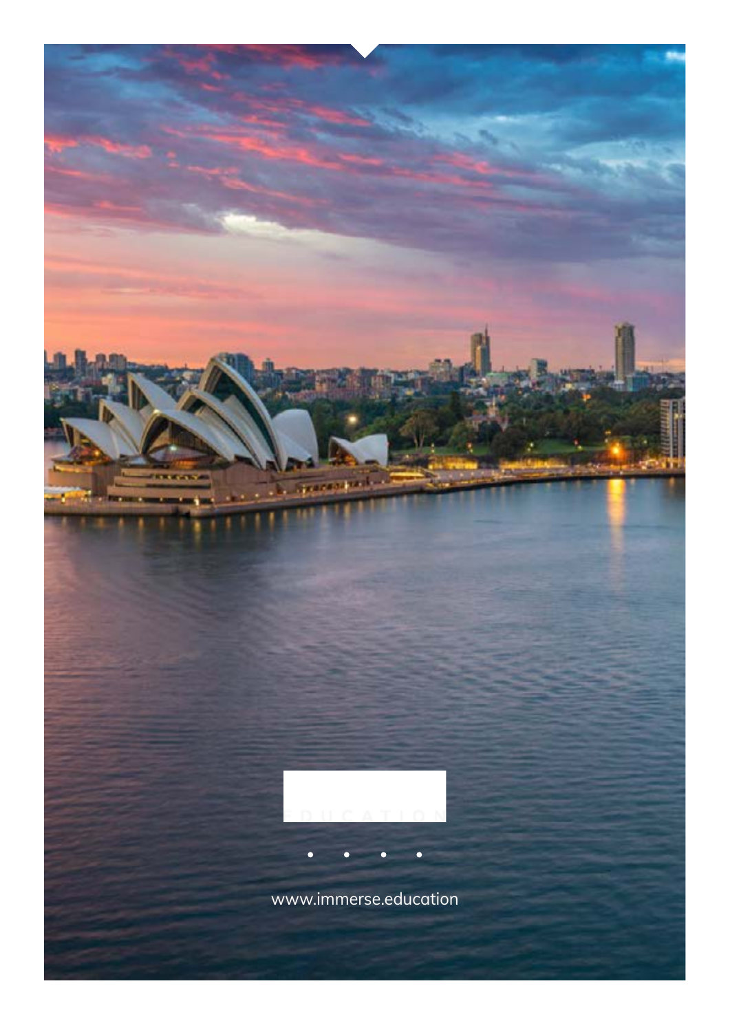EDUCATION

www.immerse.education